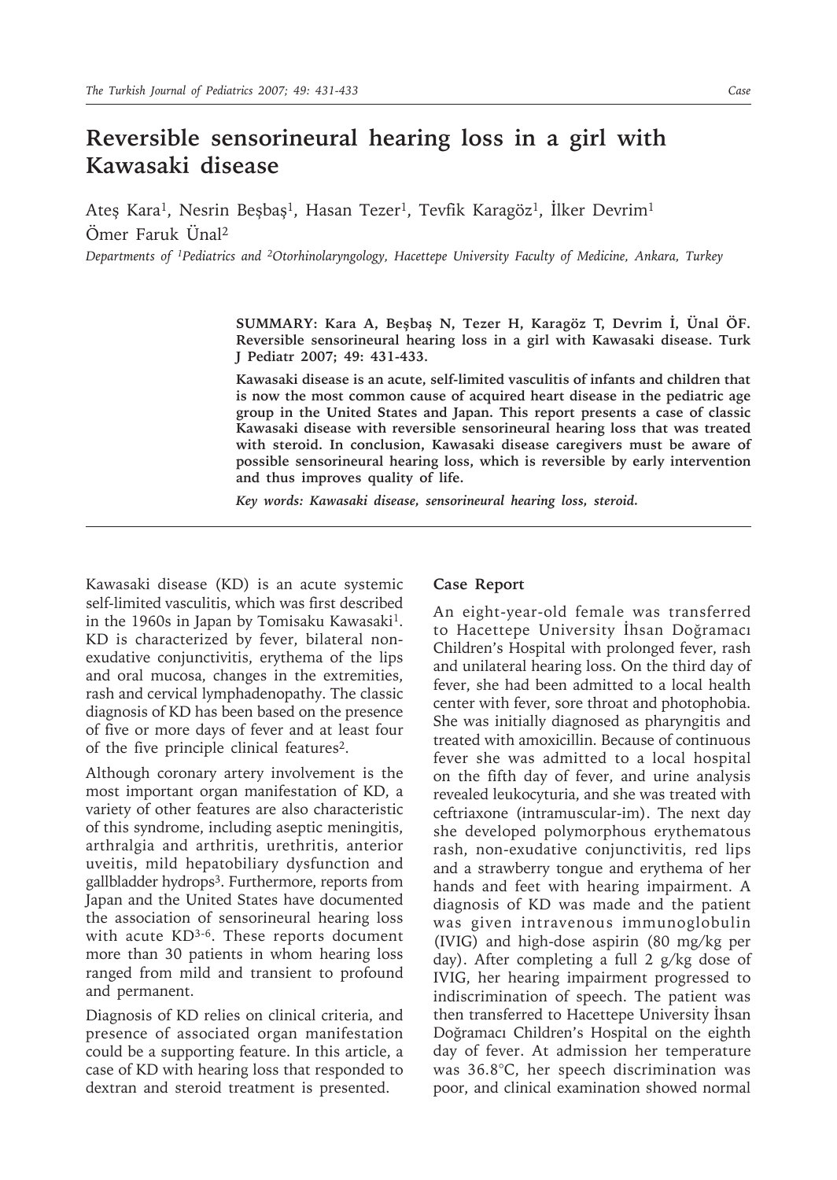# Reversible sensorineural hearing loss in a girl with Kawasaki disease

Ateş Kara[1], Nesrin Beşbaş[1], Hasan Tezer[1], Tevfik Karagöz[1], İlker Devrim[1]
Ömer Faruk Ünal[2]

*Departments of [1]Pediatrics and [2]Otorhinolaryngology, Hacettepe University Faculty of Medicine, Ankara, Turkey*

**SUMMARY: Kara A, Beşbaş N, Tezer H, Karagöz T, Devrim İ, Ünal ÖF. Reversible sensorineural hearing loss in a girl with Kawasaki disease. Turk J Pediatr 2007; 49: 431-433.**

**Kawasaki disease is an acute, self-limited vasculitis of infants and children that is now the most common cause of acquired heart disease in the pediatric age group in the United States and Japan. This report presents a case of classic Kawasaki disease with reversible sensorineural hearing loss that was treated with steroid. In conclusion, Kawasaki disease caregivers must be aware of possible sensorineural hearing loss, which is reversible by early intervention and thus improves quality of life.**

***Key words: Kawasaki disease, sensorineural hearing loss, steroid.***

---

Kawasaki disease (KD) is an acute systemic self-limited vasculitis, which was first described in the 1960s in Japan by Tomisaku Kawasaki[1]. KD is characterized by fever, bilateral non-exudative conjunctivitis, erythema of the lips and oral mucosa, changes in the extremities, rash and cervical lymphadenopathy. The classic diagnosis of KD has been based on the presence of five or more days of fever and at least four of the five principle clinical features[2].

Although coronary artery involvement is the most important organ manifestation of KD, a variety of other features are also characteristic of this syndrome, including aseptic meningitis, arthralgia and arthritis, urethritis, anterior uveitis, mild hepatobiliary dysfunction and gallbladder hydrops[3]. Furthermore, reports from Japan and the United States have documented the association of sensorineural hearing loss with acute KD[3-6]. These reports document more than 30 patients in whom hearing loss ranged from mild and transient to profound and permanent.

Diagnosis of KD relies on clinical criteria, and presence of associated organ manifestation could be a supporting feature. In this article, a case of KD with hearing loss that responded to dextran and steroid treatment is presented.

## Case Report

An eight-year-old female was transferred to Hacettepe University İhsan Doğramacı Children's Hospital with prolonged fever, rash and unilateral hearing loss. On the third day of fever, she had been admitted to a local health center with fever, sore throat and photophobia. She was initially diagnosed as pharyngitis and treated with amoxicillin. Because of continuous fever she was admitted to a local hospital on the fifth day of fever, and urine analysis revealed leukocyturia, and she was treated with ceftriaxone (intramuscular-im). The next day she developed polymorphous erythematous rash, non-exudative conjunctivitis, red lips and a strawberry tongue and erythema of her hands and feet with hearing impairment. A diagnosis of KD was made and the patient was given intravenous immunoglobulin (IVIG) and high-dose aspirin (80 mg/kg per day). After completing a full 2 g/kg dose of IVIG, her hearing impairment progressed to indiscrimination of speech. The patient was then transferred to Hacettepe University İhsan Doğramacı Children's Hospital on the eighth day of fever. At admission her temperature was 36.8°C, her speech discrimination was poor, and clinical examination showed normal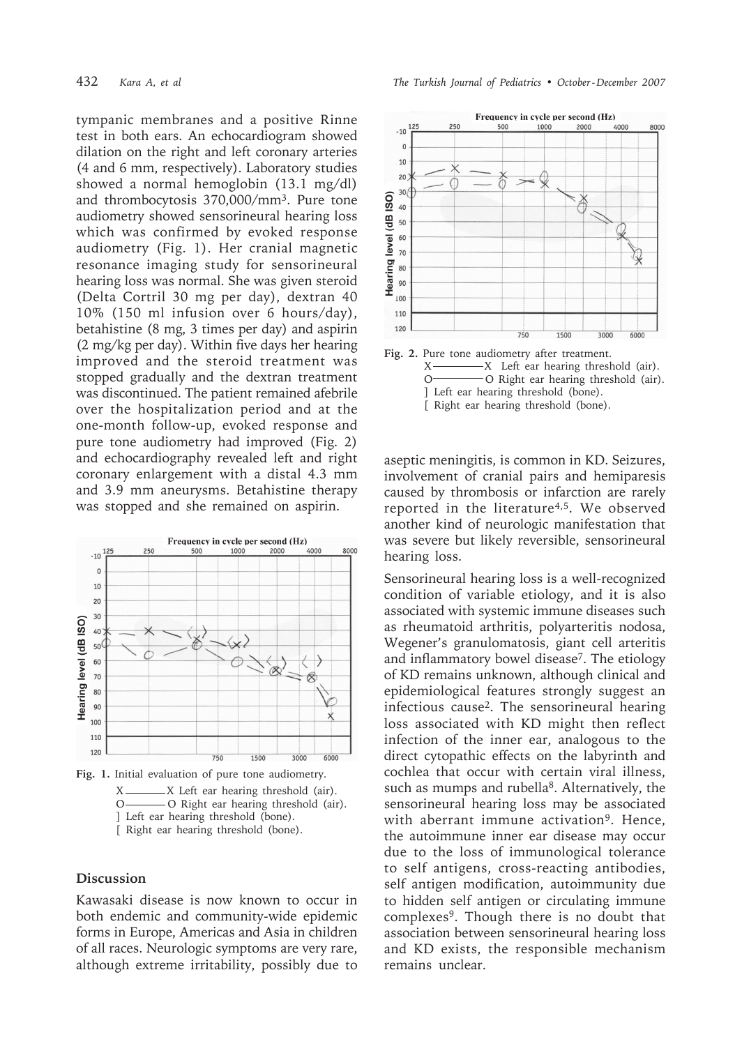tympanic membranes and a positive Rinne test in both ears. An echocardiogram showed dilation on the right and left coronary arteries (4 and 6 mm, respectively). Laboratory studies showed a normal hemoglobin (13.1 mg/dl) and thrombocytosis 370,000/mm$^3$. Pure tone audiometry showed sensorineural hearing loss which was confirmed by evoked response audiometry (Fig. 1). Her cranial magnetic resonance imaging study for sensorineural hearing loss was normal. She was given steroid (Delta Cortril 30 mg per day), dextran 40 10% (150 ml infusion over 6 hours/day), betahistine (8 mg, 3 times per day) and aspirin (2 mg/kg per day). Within five days her hearing improved and the steroid treatment was stopped gradually and the dextran treatment was discontinued. The patient remained afebrile over the hospitalization period and at the one-month follow-up, evoked response and pure tone audiometry had improved (Fig. 2) and echocardiography revealed left and right coronary enlargement with a distal 4.3 mm and 3.9 mm aneurysms. Betahistine therapy was stopped and she remained on aspirin.

**Fig. 1.** Initial evaluation of pure tone audiometry.
X———X Left ear hearing threshold (air).
O———O Right ear hearing threshold (air).
] Left ear hearing threshold (bone).
[ Right ear hearing threshold (bone).

## Discussion

Kawasaki disease is now known to occur in both endemic and community-wide epidemic forms in Europe, Americas and Asia in children of all races. Neurologic symptoms are very rare, although extreme irritability, possibly due to aseptic meningitis, is common in KD. Seizures, involvement of cranial pairs and hemiparesis caused by thrombosis or infarction are rarely reported in the literature[4,5]. We observed another kind of neurologic manifestation that was severe but likely reversible, sensorineural hearing loss.

**Fig. 2.** Pure tone audiometry after treatment.
X———X Left ear hearing threshold (air).
O———O Right ear hearing threshold (air).
] Left ear hearing threshold (bone).
[ Right ear hearing threshold (bone).

Sensorineural hearing loss is a well-recognized condition of variable etiology, and it is also associated with systemic immune diseases such as rheumatoid arthritis, polyarteritis nodosa, Wegener's granulomatosis, giant cell arteritis and inflammatory bowel disease[7]. The etiology of KD remains unknown, although clinical and epidemiological features strongly suggest an infectious cause[2]. The sensorineural hearing loss associated with KD might then reflect infection of the inner ear, analogous to the direct cytopathic effects on the labyrinth and cochlea that occur with certain viral illness, such as mumps and rubella[8]. Alternatively, the sensorineural hearing loss may be associated with aberrant immune activation[9]. Hence, the autoimmune inner ear disease may occur due to the loss of immunological tolerance to self antigens, cross-reacting antibodies, self antigen modification, autoimmunity due to hidden self antigen or circulating immune complexes[9]. Though there is no doubt that association between sensorineural hearing loss and KD exists, the responsible mechanism remains unclear.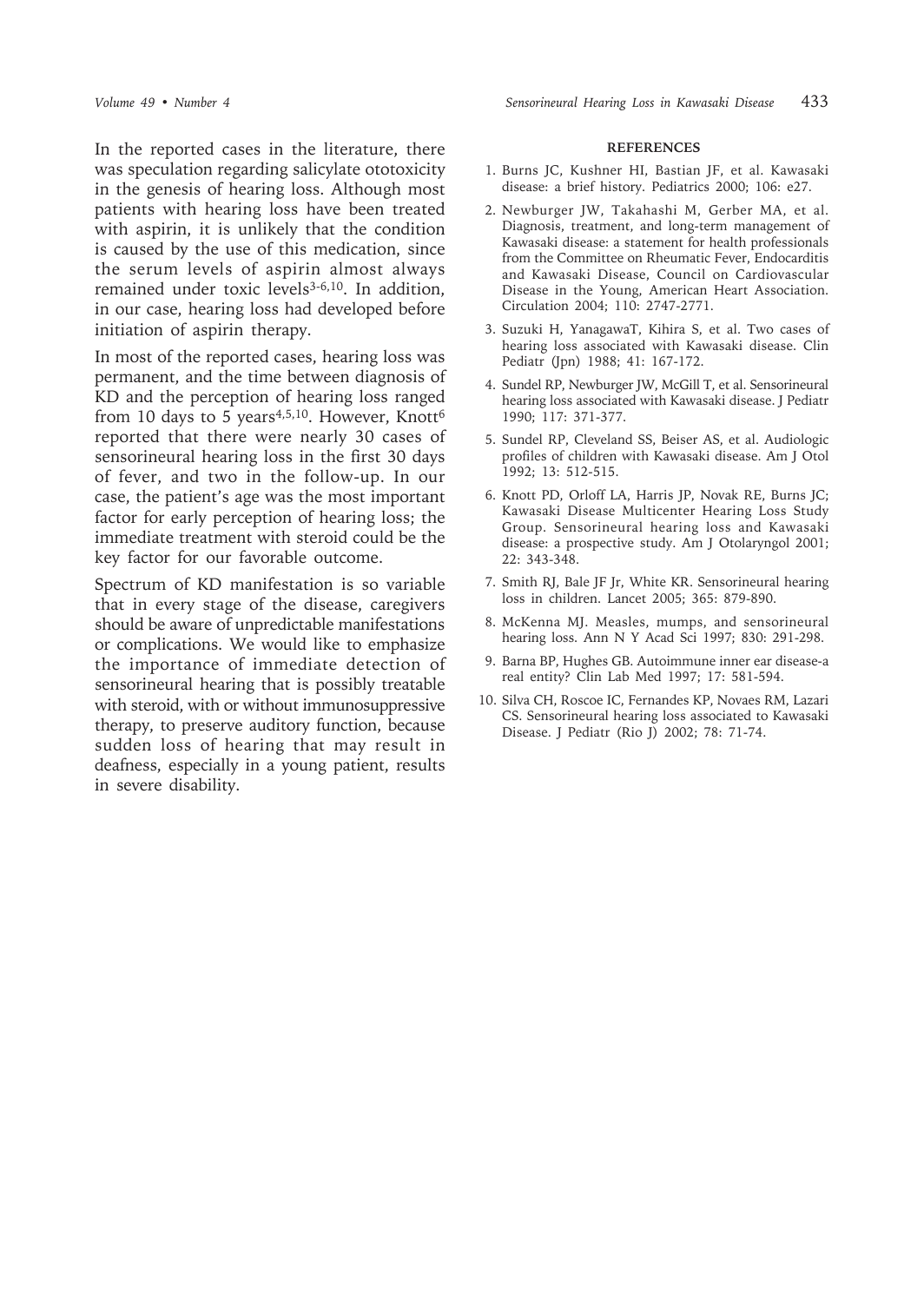In the reported cases in the literature, there was speculation regarding salicylate ototoxicity in the genesis of hearing loss. Although most patients with hearing loss have been treated with aspirin, it is unlikely that the condition is caused by the use of this medication, since the serum levels of aspirin almost always remained under toxic levels[3-6,10]. In addition, in our case, hearing loss had developed before initiation of aspirin therapy.

In most of the reported cases, hearing loss was permanent, and the time between diagnosis of KD and the perception of hearing loss ranged from 10 days to 5 years[4,5,10]. However, Knott[6] reported that there were nearly 30 cases of sensorineural hearing loss in the first 30 days of fever, and two in the follow-up. In our case, the patient's age was the most important factor for early perception of hearing loss; the immediate treatment with steroid could be the key factor for our favorable outcome.

Spectrum of KD manifestation is so variable that in every stage of the disease, caregivers should be aware of unpredictable manifestations or complications. We would like to emphasize the importance of immediate detection of sensorineural hearing that is possibly treatable with steroid, with or without immunosuppressive therapy, to preserve auditory function, because sudden loss of hearing that may result in deafness, especially in a young patient, results in severe disability.

## REFERENCES

1. Burns JC, Kushner HI, Bastian JF, et al. Kawasaki disease: a brief history. Pediatrics 2000; 106: e27.
2. Newburger JW, Takahashi M, Gerber MA, et al. Diagnosis, treatment, and long-term management of Kawasaki disease: a statement for health professionals from the Committee on Rheumatic Fever, Endocarditis and Kawasaki Disease, Council on Cardiovascular Disease in the Young, American Heart Association. Circulation 2004; 110: 2747-2771.
3. Suzuki H, YanagawaT, Kihira S, et al. Two cases of hearing loss associated with Kawasaki disease. Clin Pediatr (Jpn) 1988; 41: 167-172.
4. Sundel RP, Newburger JW, McGill T, et al. Sensorineural hearing loss associated with Kawasaki disease. J Pediatr 1990; 117: 371-377.
5. Sundel RP, Cleveland SS, Beiser AS, et al. Audiologic profiles of children with Kawasaki disease. Am J Otol 1992; 13: 512-515.
6. Knott PD, Orloff LA, Harris JP, Novak RE, Burns JC; Kawasaki Disease Multicenter Hearing Loss Study Group. Sensorineural hearing loss and Kawasaki disease: a prospective study. Am J Otolaryngol 2001; 22: 343-348.
7. Smith RJ, Bale JF Jr, White KR. Sensorineural hearing loss in children. Lancet 2005; 365: 879-890.
8. McKenna MJ. Measles, mumps, and sensorineural hearing loss. Ann N Y Acad Sci 1997; 830: 291-298.
9. Barna BP, Hughes GB. Autoimmune inner ear disease-a real entity? Clin Lab Med 1997; 17: 581-594.
10. Silva CH, Roscoe IC, Fernandes KP, Novaes RM, Lazari CS. Sensorineural hearing loss associated to Kawasaki Disease. J Pediatr (Rio J) 2002; 78: 71-74.